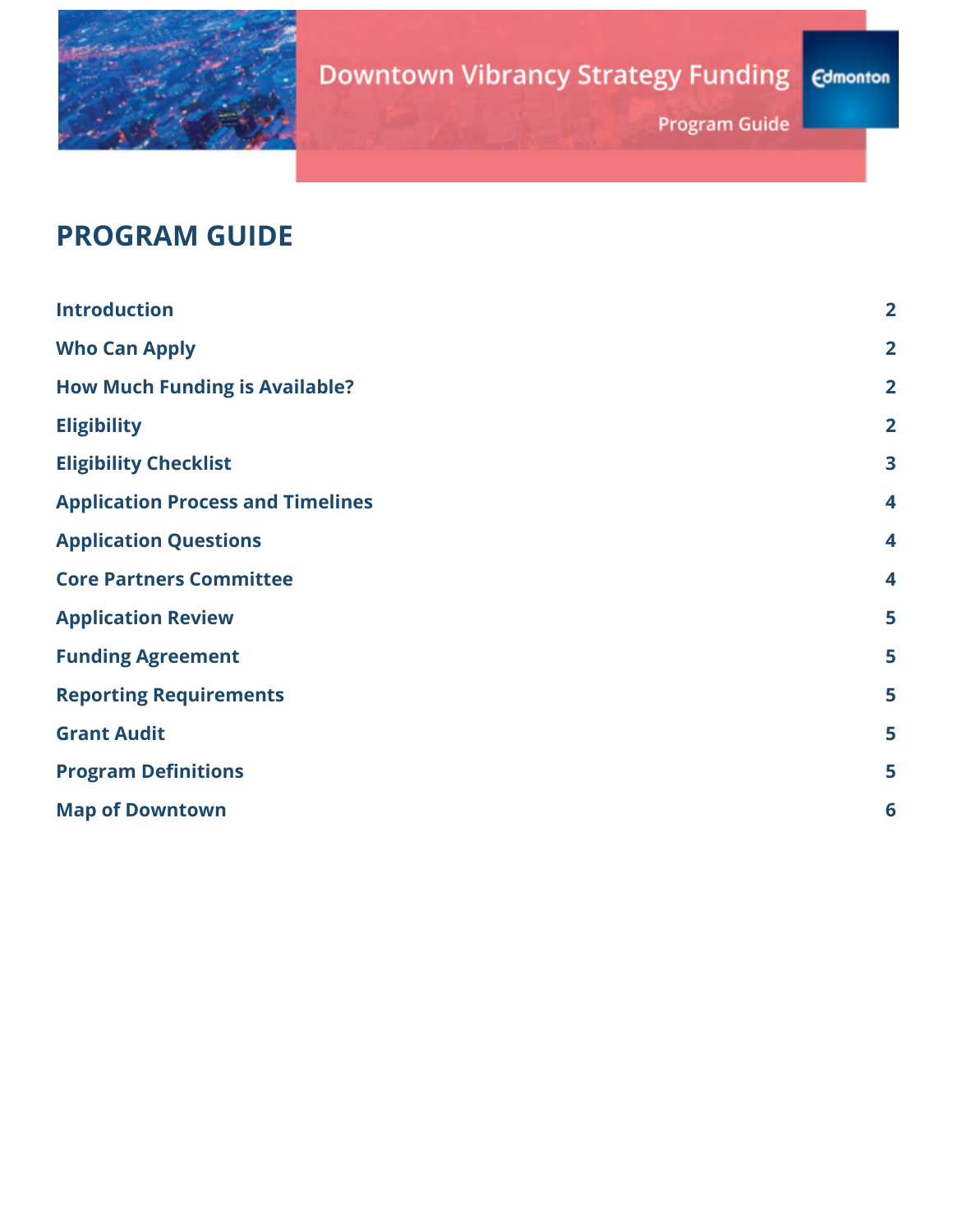Downtown Vibrancy Strategy Funding

Program Guide

Edmonton

# PROGRAM GUIDE

| | |
|---|---|
| **Introduction** | **2** |
| **Who Can Apply** | **2** |
| **How Much Funding is Available?** | **2** |
| **Eligibility** | **2** |
| **Eligibility Checklist** | **3** |
| **Application Process and Timelines** | **4** |
| **Application Questions** | **4** |
| **Core Partners Committee** | **4** |
| **Application Review** | **5** |
| **Funding Agreement** | **5** |
| **Reporting Requirements** | **5** |
| **Grant Audit** | **5** |
| **Program Definitions** | **5** |
| **Map of Downtown** | **6** |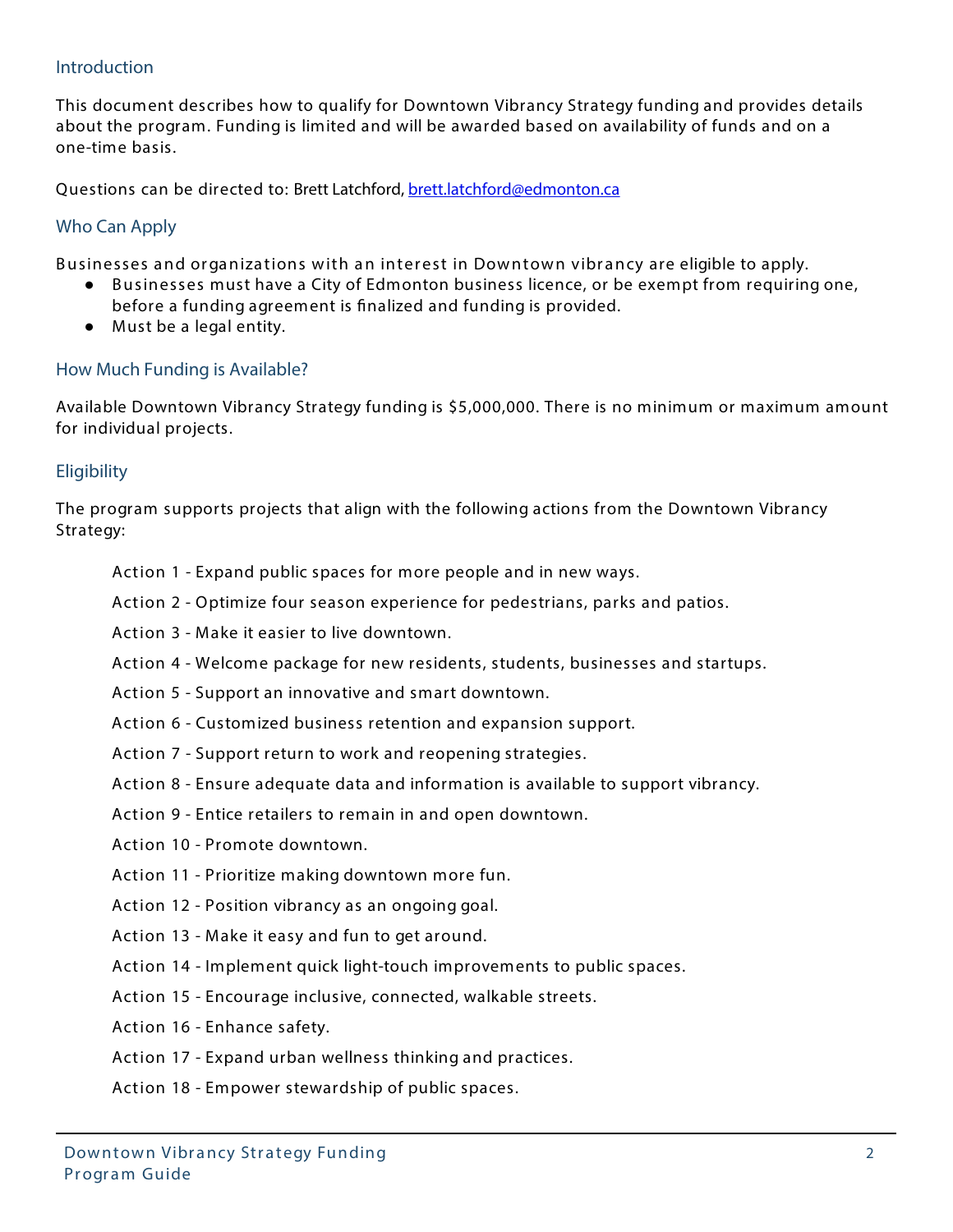## Introduction

This document describes how to qualify for Downtown Vibrancy Strategy funding and provides details about the program. Funding is limited and will be awarded based on availability of funds and on a one-time basis.

Questions can be directed to: Brett Latchford, brett.latchford@edmonton.ca

## Who Can Apply

Businesses and organizations with an interest in Downtown vibrancy are eligible to apply.

- Businesses must have a City of Edmonton business licence, or be exempt from requiring one, before a funding agreement is finalized and funding is provided.
- Must be a legal entity.

## How Much Funding is Available?

Available Downtown Vibrancy Strategy funding is $5,000,000. There is no minimum or maximum amount for individual projects.

## Eligibility

The program supports projects that align with the following actions from the Downtown Vibrancy Strategy:

Action 1 - Expand public spaces for more people and in new ways.

Action 2 - Optimize four season experience for pedestrians, parks and patios.

Action 3 - Make it easier to live downtown.

Action 4 - Welcome package for new residents, students, businesses and startups.

Action 5 - Support an innovative and smart downtown.

Action 6 - Customized business retention and expansion support.

Action 7 - Support return to work and reopening strategies.

Action 8 - Ensure adequate data and information is available to support vibrancy.

Action 9 - Entice retailers to remain in and open downtown.

Action 10 - Promote downtown.

Action 11 - Prioritize making downtown more fun.

Action 12 - Position vibrancy as an ongoing goal.

Action 13 - Make it easy and fun to get around.

Action 14 - Implement quick light-touch improvements to public spaces.

Action 15 - Encourage inclusive, connected, walkable streets.

Action 16 - Enhance safety.

Action 17 - Expand urban wellness thinking and practices.

Action 18 - Empower stewardship of public spaces.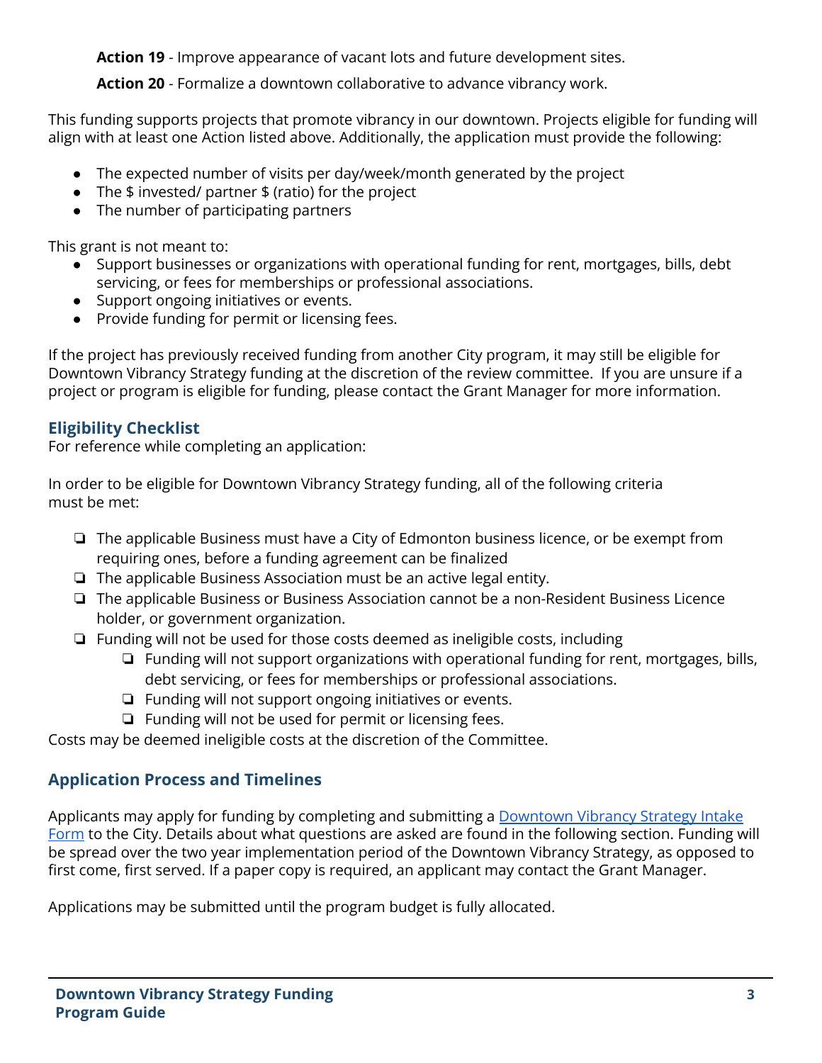**Action 19** - Improve appearance of vacant lots and future development sites.

**Action 20** - Formalize a downtown collaborative to advance vibrancy work.

This funding supports projects that promote vibrancy in our downtown. Projects eligible for funding will align with at least one Action listed above. Additionally, the application must provide the following:

- The expected number of visits per day/week/month generated by the project
- The $ invested/ partner $ (ratio) for the project
- The number of participating partners

This grant is not meant to:

- Support businesses or organizations with operational funding for rent, mortgages, bills, debt servicing, or fees for memberships or professional associations.
- Support ongoing initiatives or events.
- Provide funding for permit or licensing fees.

If the project has previously received funding from another City program, it may still be eligible for Downtown Vibrancy Strategy funding at the discretion of the review committee. If you are unsure if a project or program is eligible for funding, please contact the Grant Manager for more information.

### Eligibility Checklist

For reference while completing an application:

In order to be eligible for Downtown Vibrancy Strategy funding, all of the following criteria must be met:

- ❏ The applicable Business must have a City of Edmonton business licence, or be exempt from requiring ones, before a funding agreement can be finalized
- ❏ The applicable Business Association must be an active legal entity.
- ❏ The applicable Business or Business Association cannot be a non-Resident Business Licence holder, or government organization.
- ❏ Funding will not be used for those costs deemed as ineligible costs, including
    - ❏ Funding will not support organizations with operational funding for rent, mortgages, bills, debt servicing, or fees for memberships or professional associations.
    - ❏ Funding will not support ongoing initiatives or events.
    - ❏ Funding will not be used for permit or licensing fees.

Costs may be deemed ineligible costs at the discretion of the Committee.

### Application Process and Timelines

Applicants may apply for funding by completing and submitting a [Downtown Vibrancy Strategy Intake Form](#) to the City. Details about what questions are asked are found in the following section. Funding will be spread over the two year implementation period of the Downtown Vibrancy Strategy, as opposed to first come, first served. If a paper copy is required, an applicant may contact the Grant Manager.

Applications may be submitted until the program budget is fully allocated.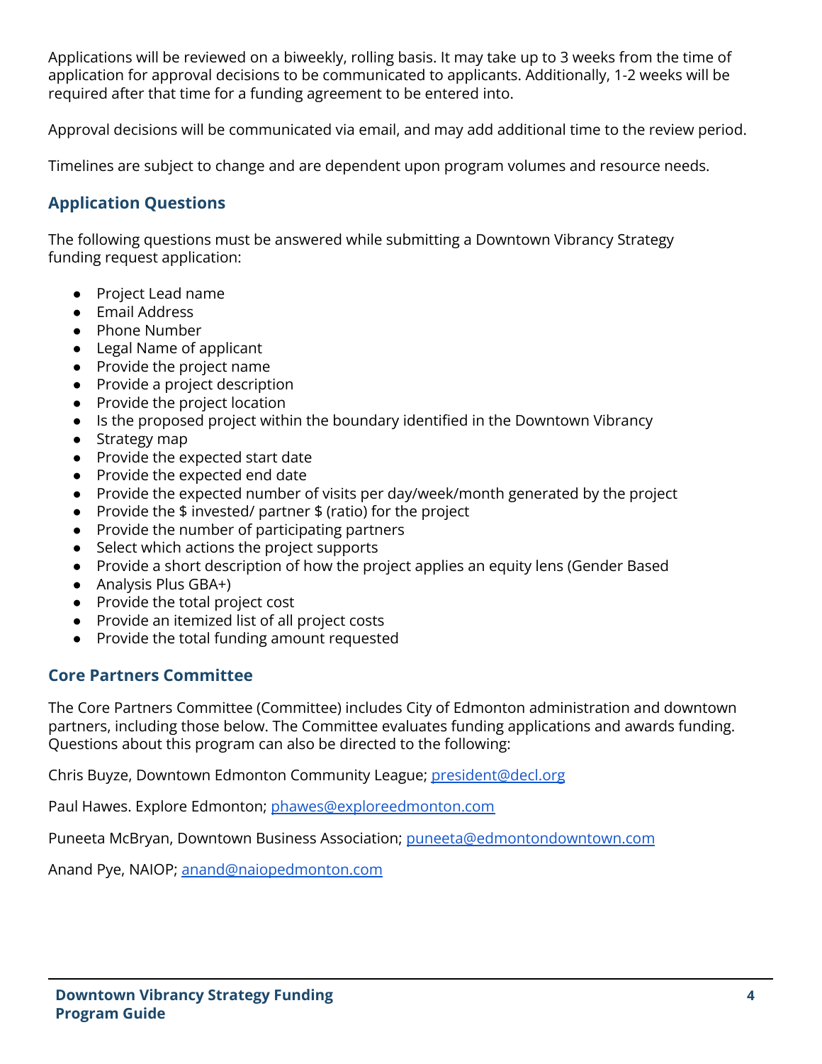Applications will be reviewed on a biweekly, rolling basis. It may take up to 3 weeks from the time of application for approval decisions to be communicated to applicants. Additionally, 1-2 weeks will be required after that time for a funding agreement to be entered into.

Approval decisions will be communicated via email, and may add additional time to the review period.

Timelines are subject to change and are dependent upon program volumes and resource needs.

### Application Questions

The following questions must be answered while submitting a Downtown Vibrancy Strategy funding request application:

- Project Lead name
- Email Address
- Phone Number
- Legal Name of applicant
- Provide the project name
- Provide a project description
- Provide the project location
- Is the proposed project within the boundary identified in the Downtown Vibrancy
- Strategy map
- Provide the expected start date
- Provide the expected end date
- Provide the expected number of visits per day/week/month generated by the project
- Provide the $ invested/ partner $ (ratio) for the project
- Provide the number of participating partners
- Select which actions the project supports
- Provide a short description of how the project applies an equity lens (Gender Based
- Analysis Plus GBA+)
- Provide the total project cost
- Provide an itemized list of all project costs
- Provide the total funding amount requested

### Core Partners Committee

The Core Partners Committee (Committee) includes City of Edmonton administration and downtown partners, including those below. The Committee evaluates funding applications and awards funding. Questions about this program can also be directed to the following:

Chris Buyze, Downtown Edmonton Community League; president@decl.org

Paul Hawes. Explore Edmonton; phawes@exploreedmonton.com

Puneeta McBryan, Downtown Business Association; puneeta@edmontondowntown.com

Anand Pye, NAIOP; anand@naiopedmonton.com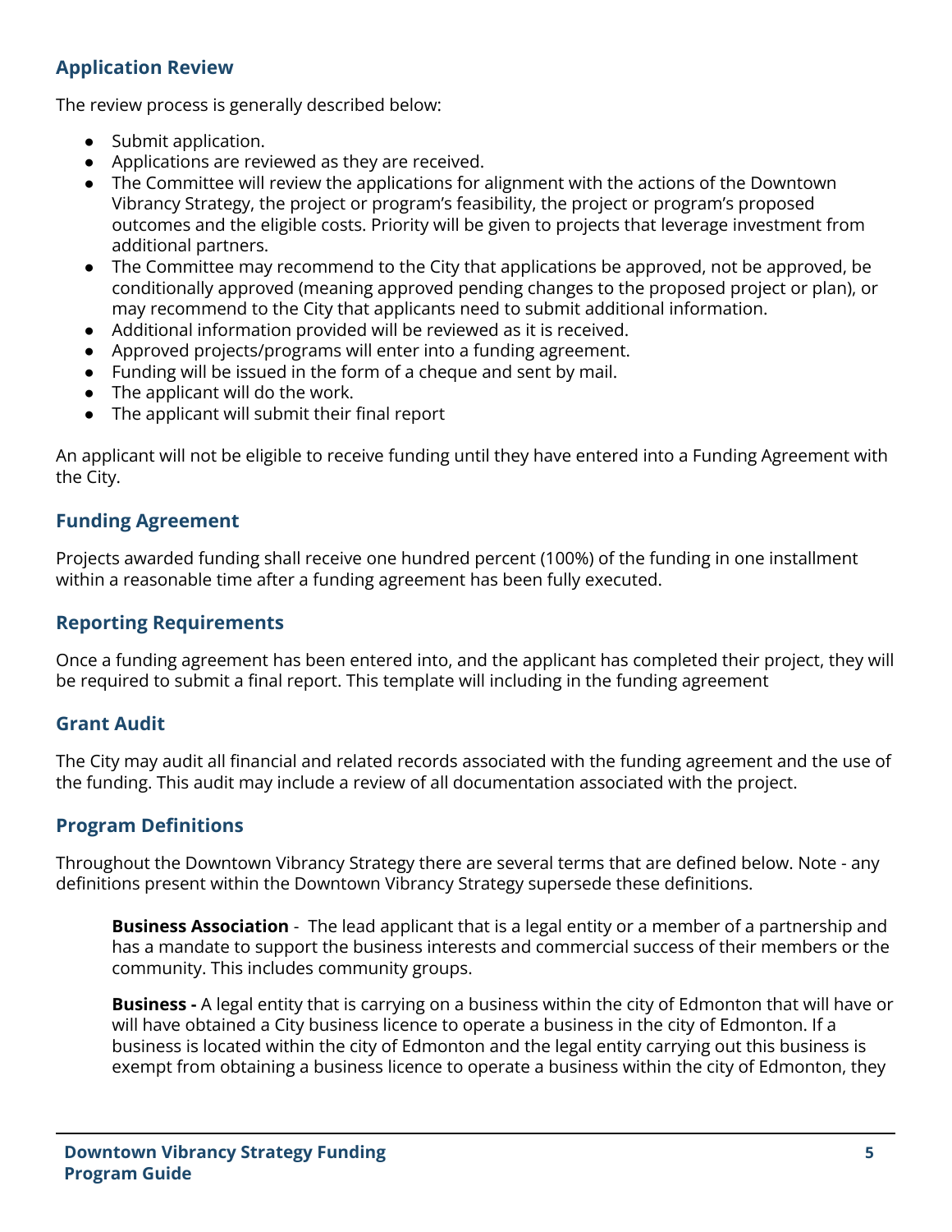## Application Review

The review process is generally described below:

- Submit application.
- Applications are reviewed as they are received.
- The Committee will review the applications for alignment with the actions of the Downtown Vibrancy Strategy, the project or program's feasibility, the project or program's proposed outcomes and the eligible costs. Priority will be given to projects that leverage investment from additional partners.
- The Committee may recommend to the City that applications be approved, not be approved, be conditionally approved (meaning approved pending changes to the proposed project or plan), or may recommend to the City that applicants need to submit additional information.
- Additional information provided will be reviewed as it is received.
- Approved projects/programs will enter into a funding agreement.
- Funding will be issued in the form of a cheque and sent by mail.
- The applicant will do the work.
- The applicant will submit their final report

An applicant will not be eligible to receive funding until they have entered into a Funding Agreement with the City.

## Funding Agreement

Projects awarded funding shall receive one hundred percent (100%) of the funding in one installment within a reasonable time after a funding agreement has been fully executed.

## Reporting Requirements

Once a funding agreement has been entered into, and the applicant has completed their project, they will be required to submit a final report. This template will including in the funding agreement

## Grant Audit

The City may audit all financial and related records associated with the funding agreement and the use of the funding. This audit may include a review of all documentation associated with the project.

## Program Definitions

Throughout the Downtown Vibrancy Strategy there are several terms that are defined below. Note - any definitions present within the Downtown Vibrancy Strategy supersede these definitions.

**Business Association** - The lead applicant that is a legal entity or a member of a partnership and has a mandate to support the business interests and commercial success of their members or the community. This includes community groups.

**Business -** A legal entity that is carrying on a business within the city of Edmonton that will have or will have obtained a City business licence to operate a business in the city of Edmonton. If a business is located within the city of Edmonton and the legal entity carrying out this business is exempt from obtaining a business licence to operate a business within the city of Edmonton, they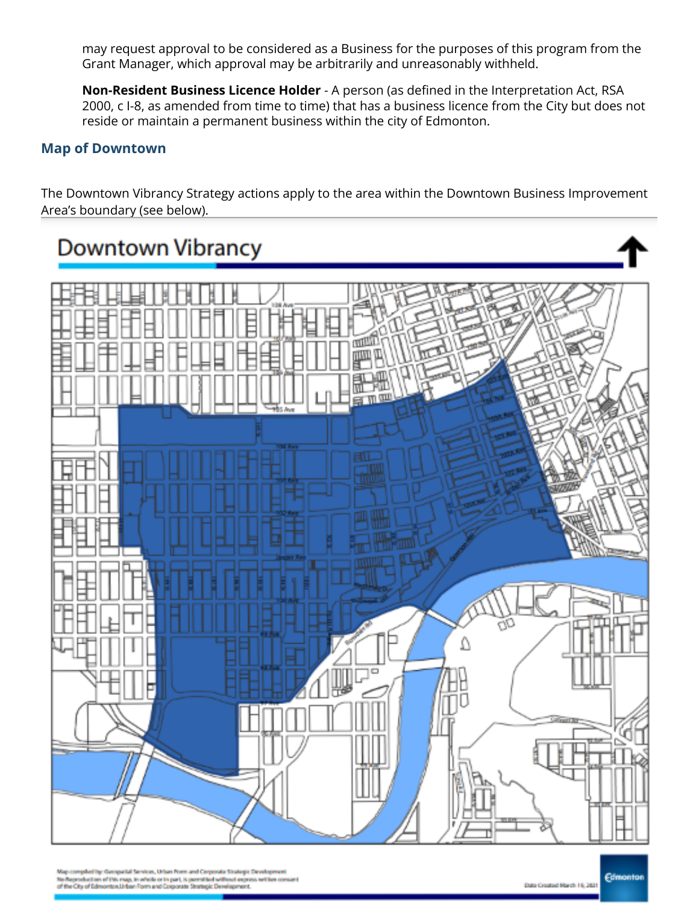may request approval to be considered as a Business for the purposes of this program from the Grant Manager, which approval may be arbitrarily and unreasonably withheld.

**Non-Resident Business Licence Holder** - A person (as defined in the Interpretation Act, RSA 2000, c I-8, as amended from time to time) that has a business licence from the City but does not reside or maintain a permanent business within the city of Edmonton.

## Map of Downtown

The Downtown Vibrancy Strategy actions apply to the area within the Downtown Business Improvement Area's boundary (see below).

Downtown Vibrancy